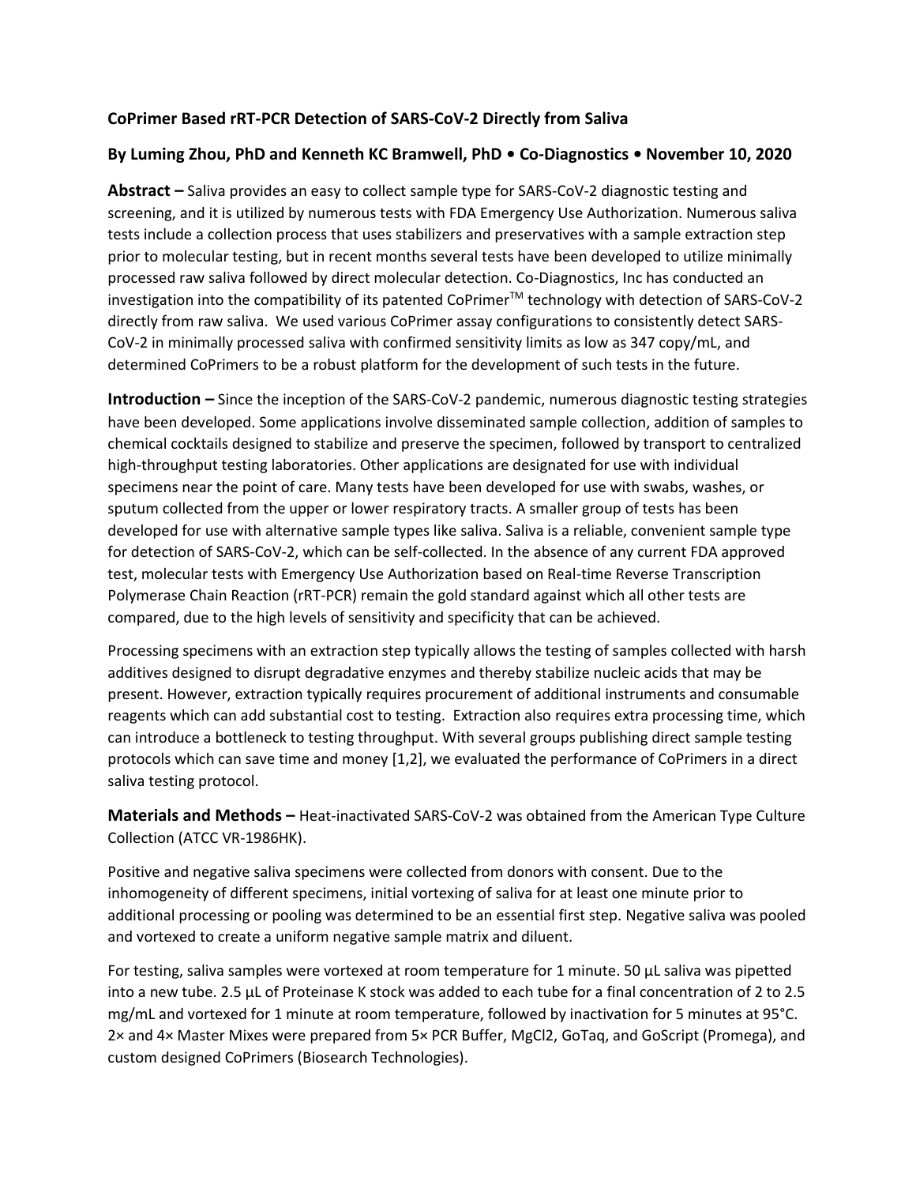## CoPrimer Based rRT-PCR Detection of SARS-CoV-2 Directly from Saliva

### By Luming Zhou, PhD and Kenneth KC Bramwell, PhD • Co-Diagnostics • November 10, 2020

**Abstract –** Saliva provides an easy to collect sample type for SARS-CoV-2 diagnostic testing and screening, and it is utilized by numerous tests with FDA Emergency Use Authorization. Numerous saliva tests include a collection process that uses stabilizers and preservatives with a sample extraction step prior to molecular testing, but in recent months several tests have been developed to utilize minimally processed raw saliva followed by direct molecular detection. Co-Diagnostics, Inc has conducted an investigation into the compatibility of its patented CoPrimer™ technology with detection of SARS-CoV-2 directly from raw saliva. We used various CoPrimer assay configurations to consistently detect SARS-CoV-2 in minimally processed saliva with confirmed sensitivity limits as low as 347 copy/mL, and determined CoPrimers to be a robust platform for the development of such tests in the future.

**Introduction –** Since the inception of the SARS-CoV-2 pandemic, numerous diagnostic testing strategies have been developed. Some applications involve disseminated sample collection, addition of samples to chemical cocktails designed to stabilize and preserve the specimen, followed by transport to centralized high-throughput testing laboratories. Other applications are designated for use with individual specimens near the point of care. Many tests have been developed for use with swabs, washes, or sputum collected from the upper or lower respiratory tracts. A smaller group of tests has been developed for use with alternative sample types like saliva. Saliva is a reliable, convenient sample type for detection of SARS-CoV-2, which can be self-collected. In the absence of any current FDA approved test, molecular tests with Emergency Use Authorization based on Real-time Reverse Transcription Polymerase Chain Reaction (rRT-PCR) remain the gold standard against which all other tests are compared, due to the high levels of sensitivity and specificity that can be achieved.

Processing specimens with an extraction step typically allows the testing of samples collected with harsh additives designed to disrupt degradative enzymes and thereby stabilize nucleic acids that may be present. However, extraction typically requires procurement of additional instruments and consumable reagents which can add substantial cost to testing. Extraction also requires extra processing time, which can introduce a bottleneck to testing throughput. With several groups publishing direct sample testing protocols which can save time and money [1,2], we evaluated the performance of CoPrimers in a direct saliva testing protocol.

**Materials and Methods –** Heat-inactivated SARS-CoV-2 was obtained from the American Type Culture Collection (ATCC VR-1986HK).

Positive and negative saliva specimens were collected from donors with consent. Due to the inhomogeneity of different specimens, initial vortexing of saliva for at least one minute prior to additional processing or pooling was determined to be an essential first step. Negative saliva was pooled and vortexed to create a uniform negative sample matrix and diluent.

For testing, saliva samples were vortexed at room temperature for 1 minute. 50 µL saliva was pipetted into a new tube. 2.5 µL of Proteinase K stock was added to each tube for a final concentration of 2 to 2.5 mg/mL and vortexed for 1 minute at room temperature, followed by inactivation for 5 minutes at 95°C. 2× and 4× Master Mixes were prepared from 5× PCR Buffer, $MgCl_2$, GoTaq, and GoScript (Promega), and custom designed CoPrimers (Biosearch Technologies).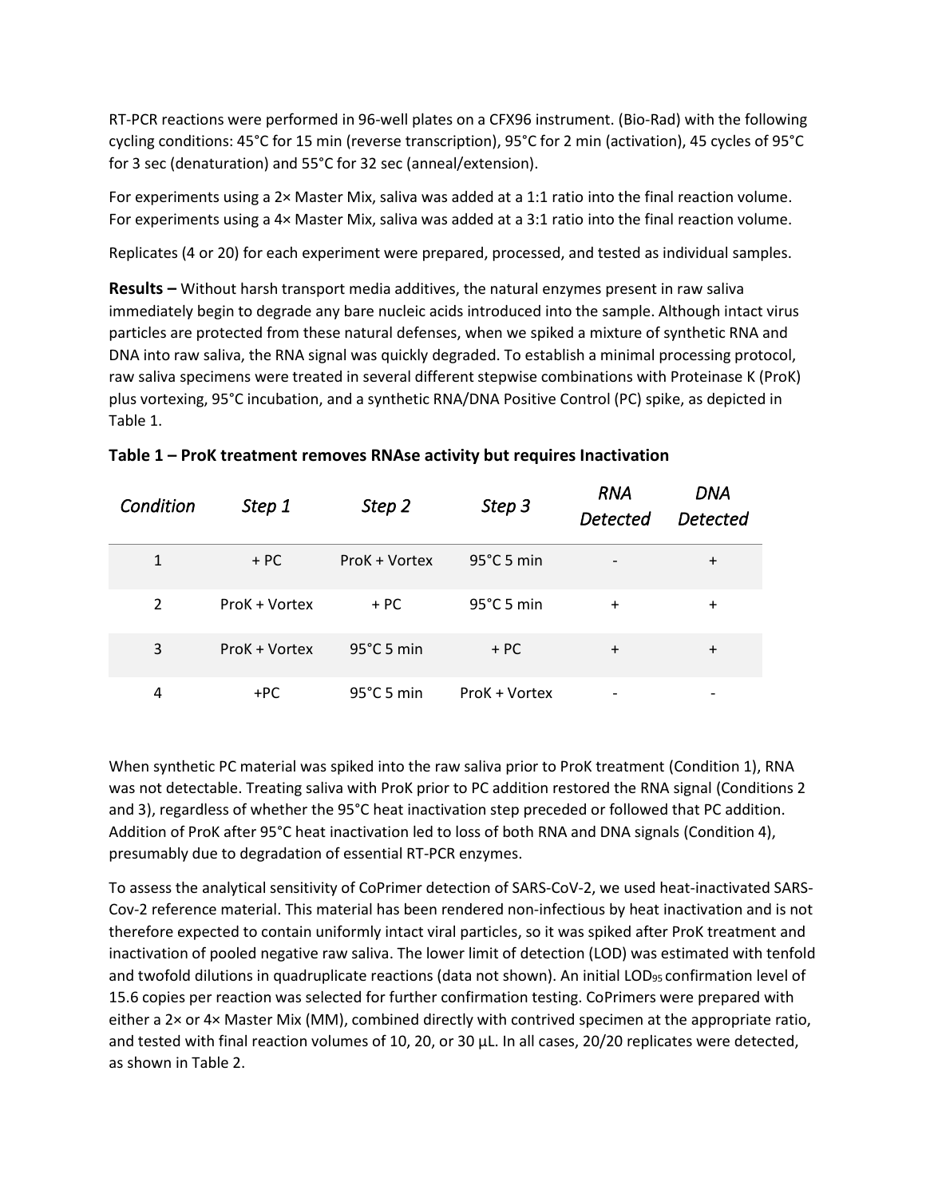RT-PCR reactions were performed in 96-well plates on a CFX96 instrument. (Bio-Rad) with the following cycling conditions: 45°C for 15 min (reverse transcription), 95°C for 2 min (activation), 45 cycles of 95°C for 3 sec (denaturation) and 55°C for 32 sec (anneal/extension).

For experiments using a 2× Master Mix, saliva was added at a 1:1 ratio into the final reaction volume. For experiments using a 4× Master Mix, saliva was added at a 3:1 ratio into the final reaction volume.

Replicates (4 or 20) for each experiment were prepared, processed, and tested as individual samples.

**Results –** Without harsh transport media additives, the natural enzymes present in raw saliva immediately begin to degrade any bare nucleic acids introduced into the sample. Although intact virus particles are protected from these natural defenses, when we spiked a mixture of synthetic RNA and DNA into raw saliva, the RNA signal was quickly degraded. To establish a minimal processing protocol, raw saliva specimens were treated in several different stepwise combinations with Proteinase K (ProK) plus vortexing, 95°C incubation, and a synthetic RNA/DNA Positive Control (PC) spike, as depicted in Table 1.

**Table 1 – ProK treatment removes RNAse activity but requires Inactivation**

| *Condition* | *Step 1* | *Step 2* | *Step 3* | *RNA Detected* | *DNA Detected* |
|---|---|---|---|---|---|
| 1 | + PC | ProK + Vortex | 95°C 5 min | - | + |
| 2 | ProK + Vortex | + PC | 95°C 5 min | + | + |
| 3 | ProK + Vortex | 95°C 5 min | + PC | + | + |
| 4 | +PC | 95°C 5 min | ProK + Vortex | - | - |

When synthetic PC material was spiked into the raw saliva prior to ProK treatment (Condition 1), RNA was not detectable. Treating saliva with ProK prior to PC addition restored the RNA signal (Conditions 2 and 3), regardless of whether the 95°C heat inactivation step preceded or followed that PC addition. Addition of ProK after 95°C heat inactivation led to loss of both RNA and DNA signals (Condition 4), presumably due to degradation of essential RT-PCR enzymes.

To assess the analytical sensitivity of CoPrimer detection of SARS-CoV-2, we used heat-inactivated SARS-Cov-2 reference material. This material has been rendered non-infectious by heat inactivation and is not therefore expected to contain uniformly intact viral particles, so it was spiked after ProK treatment and inactivation of pooled negative raw saliva. The lower limit of detection (LOD) was estimated with tenfold and twofold dilutions in quadruplicate reactions (data not shown). An initial $LOD_{95}$ confirmation level of 15.6 copies per reaction was selected for further confirmation testing. CoPrimers were prepared with either a 2× or 4× Master Mix (MM), combined directly with contrived specimen at the appropriate ratio, and tested with final reaction volumes of 10, 20, or 30 µL. In all cases, 20/20 replicates were detected, as shown in Table 2.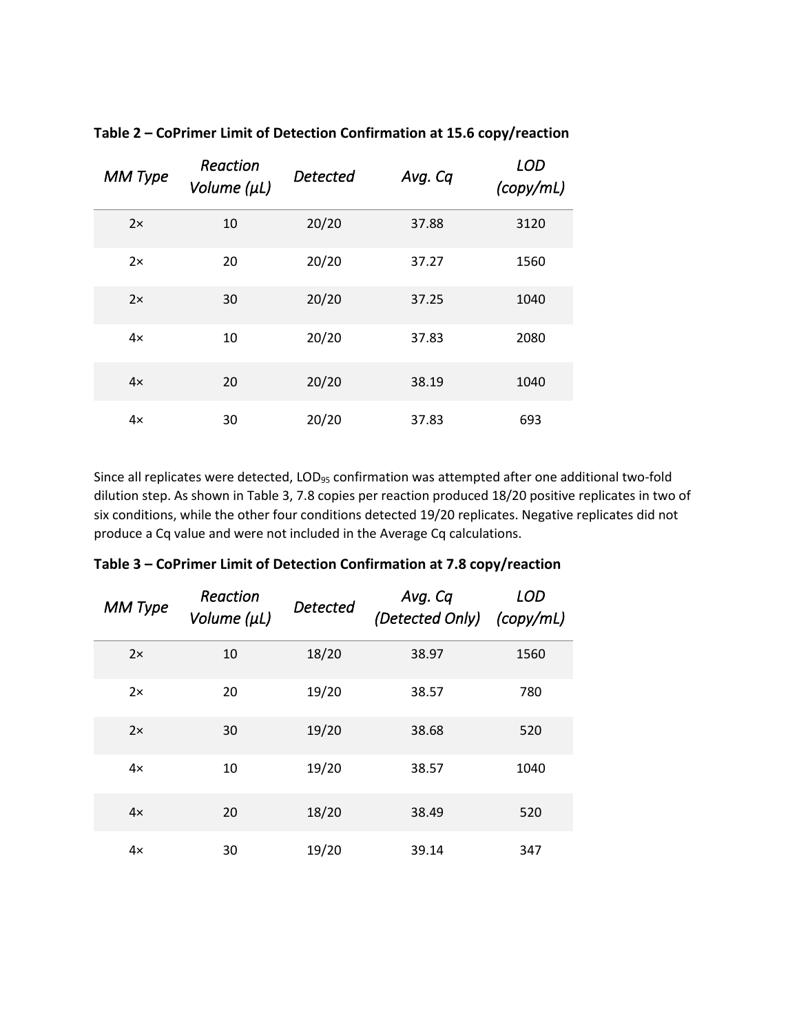**Table 2 – CoPrimer Limit of Detection Confirmation at 15.6 copy/reaction**

| *MM Type* | *Reaction Volume (µL)* | *Detected* | *Avg. Cq* | *LOD (copy/mL)* |
|---|---|---|---|---|
| 2× | 10 | 20/20 | 37.88 | 3120 |
| 2× | 20 | 20/20 | 37.27 | 1560 |
| 2× | 30 | 20/20 | 37.25 | 1040 |
| 4× | 10 | 20/20 | 37.83 | 2080 |
| 4× | 20 | 20/20 | 38.19 | 1040 |
| 4× | 30 | 20/20 | 37.83 | 693 |

Since all replicates were detected, $LOD_{95}$ confirmation was attempted after one additional two-fold dilution step. As shown in Table 3, 7.8 copies per reaction produced 18/20 positive replicates in two of six conditions, while the other four conditions detected 19/20 replicates. Negative replicates did not produce a Cq value and were not included in the Average Cq calculations.

**Table 3 – CoPrimer Limit of Detection Confirmation at 7.8 copy/reaction**

| *MM Type* | *Reaction Volume (µL)* | *Detected* | *Avg. Cq (Detected Only)* | *LOD (copy/mL)* |
|---|---|---|---|---|
| 2× | 10 | 18/20 | 38.97 | 1560 |
| 2× | 20 | 19/20 | 38.57 | 780 |
| 2× | 30 | 19/20 | 38.68 | 520 |
| 4× | 10 | 19/20 | 38.57 | 1040 |
| 4× | 20 | 18/20 | 38.49 | 520 |
| 4× | 30 | 19/20 | 39.14 | 347 |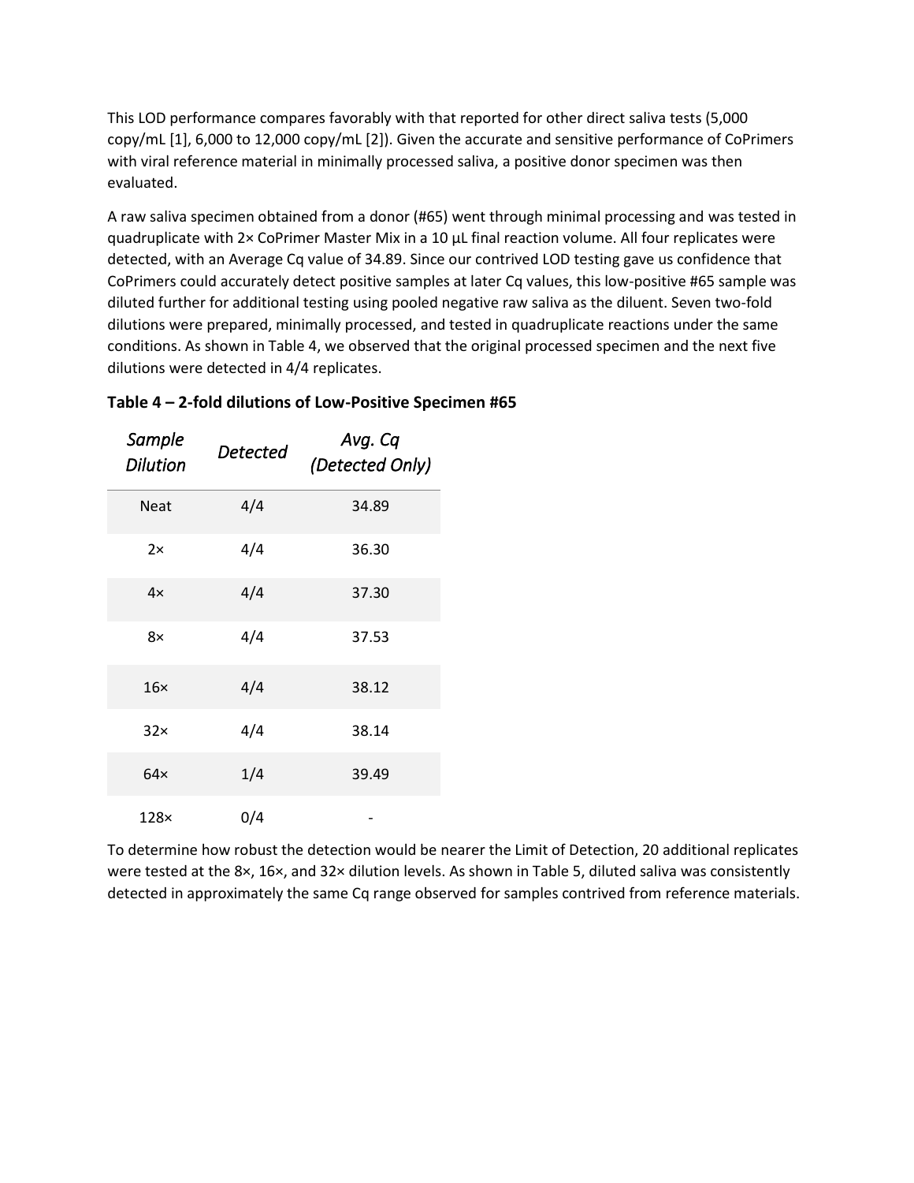This LOD performance compares favorably with that reported for other direct saliva tests (5,000 copy/mL [1], 6,000 to 12,000 copy/mL [2]). Given the accurate and sensitive performance of CoPrimers with viral reference material in minimally processed saliva, a positive donor specimen was then evaluated.

A raw saliva specimen obtained from a donor (#65) went through minimal processing and was tested in quadruplicate with 2× CoPrimer Master Mix in a 10 µL final reaction volume. All four replicates were detected, with an Average Cq value of 34.89. Since our contrived LOD testing gave us confidence that CoPrimers could accurately detect positive samples at later Cq values, this low-positive #65 sample was diluted further for additional testing using pooled negative raw saliva as the diluent. Seven two-fold dilutions were prepared, minimally processed, and tested in quadruplicate reactions under the same conditions. As shown in Table 4, we observed that the original processed specimen and the next five dilutions were detected in 4/4 replicates.

**Table 4 – 2-fold dilutions of Low-Positive Specimen #65**

| *Sample Dilution* | *Detected* | *Avg. Cq (Detected Only)* |
|---|---|---|
| Neat | 4/4 | 34.89 |
| 2× | 4/4 | 36.30 |
| 4× | 4/4 | 37.30 |
| 8× | 4/4 | 37.53 |
| 16× | 4/4 | 38.12 |
| 32× | 4/4 | 38.14 |
| 64× | 1/4 | 39.49 |
| 128× | 0/4 | - |

To determine how robust the detection would be nearer the Limit of Detection, 20 additional replicates were tested at the 8×, 16×, and 32× dilution levels. As shown in Table 5, diluted saliva was consistently detected in approximately the same Cq range observed for samples contrived from reference materials.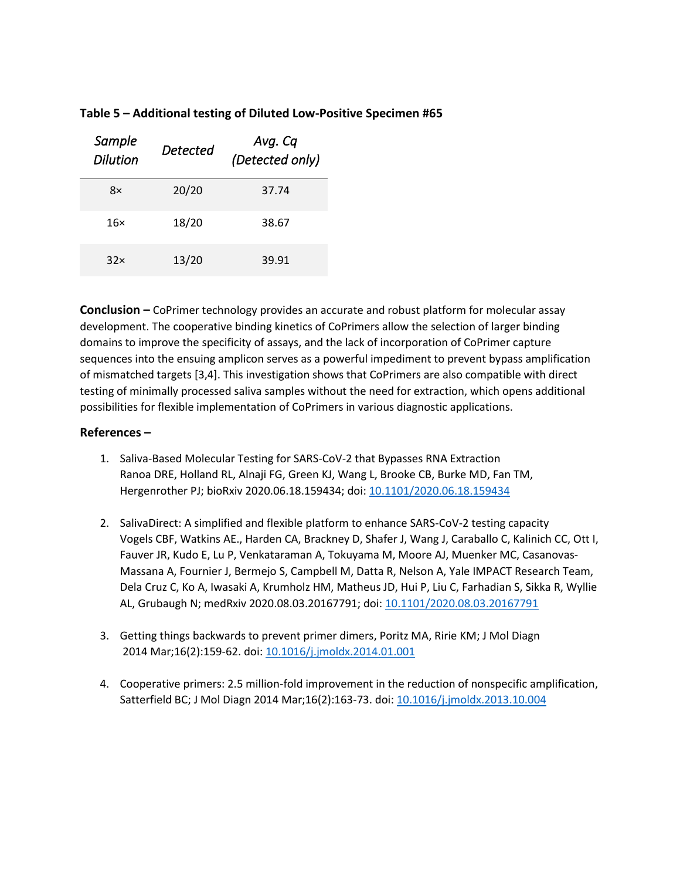**Table 5 – Additional testing of Diluted Low-Positive Specimen #65**

| *Sample Dilution* | *Detected* | *Avg. Cq (Detected only)* |
|---|---|---|
| 8× | 20/20 | 37.74 |
| 16× | 18/20 | 38.67 |
| 32× | 13/20 | 39.91 |

**Conclusion –** CoPrimer technology provides an accurate and robust platform for molecular assay development. The cooperative binding kinetics of CoPrimers allow the selection of larger binding domains to improve the specificity of assays, and the lack of incorporation of CoPrimer capture sequences into the ensuing amplicon serves as a powerful impediment to prevent bypass amplification of mismatched targets [3,4]. This investigation shows that CoPrimers are also compatible with direct testing of minimally processed saliva samples without the need for extraction, which opens additional possibilities for flexible implementation of CoPrimers in various diagnostic applications.

**References –**

1. Saliva-Based Molecular Testing for SARS-CoV-2 that Bypasses RNA Extraction
   Ranoa DRE, Holland RL, Alnaji FG, Green KJ, Wang L, Brooke CB, Burke MD, Fan TM, Hergenrother PJ; bioRxiv 2020.06.18.159434; doi: 10.1101/2020.06.18.159434

2. SalivaDirect: A simplified and flexible platform to enhance SARS-CoV-2 testing capacity
   Vogels CBF, Watkins AE., Harden CA, Brackney D, Shafer J, Wang J, Caraballo C, Kalinich CC, Ott I, Fauver JR, Kudo E, Lu P, Venkataraman A, Tokuyama M, Moore AJ, Muenker MC, Casanovas-Massana A, Fournier J, Bermejo S, Campbell M, Datta R, Nelson A, Yale IMPACT Research Team, Dela Cruz C, Ko A, Iwasaki A, Krumholz HM, Matheus JD, Hui P, Liu C, Farhadian S, Sikka R, Wyllie AL, Grubaugh N; medRxiv 2020.08.03.20167791; doi: 10.1101/2020.08.03.20167791

3. Getting things backwards to prevent primer dimers, Poritz MA, Ririe KM; J Mol Diagn 2014 Mar;16(2):159-62. doi: 10.1016/j.jmoldx.2014.01.001

4. Cooperative primers: 2.5 million-fold improvement in the reduction of nonspecific amplification, Satterfield BC; J Mol Diagn 2014 Mar;16(2):163-73. doi: 10.1016/j.jmoldx.2013.10.004